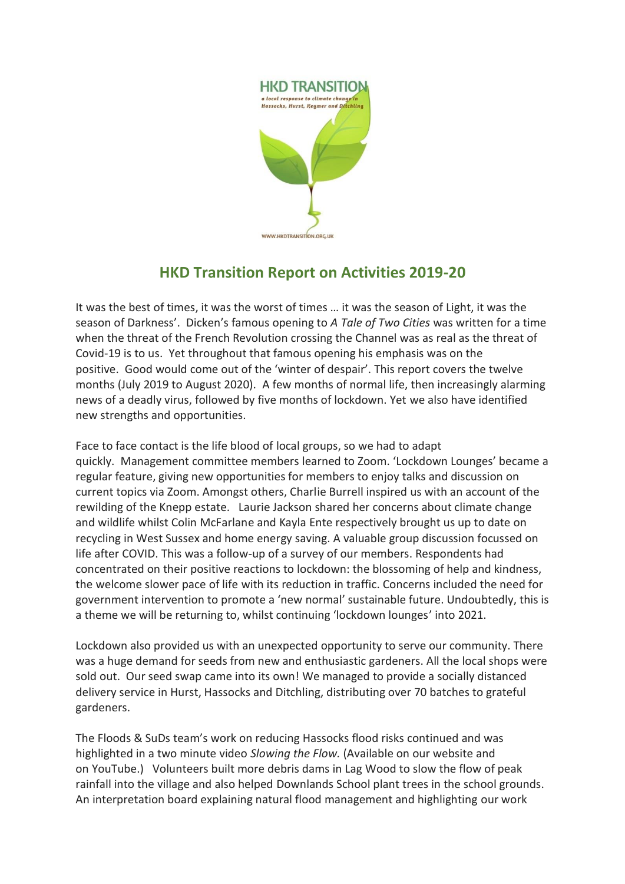HKD TRANSITION

a local response to climate change in Hassocks, Hurst, Keymer and Ditchling

WWW.HKDTRANSITION.ORG.UK

## HKD Transition Report on Activities 2019-20

It was the best of times, it was the worst of times … it was the season of Light, it was the season of Darkness'. Dicken's famous opening to *A Tale of Two Cities* was written for a time when the threat of the French Revolution crossing the Channel was as real as the threat of Covid-19 is to us. Yet throughout that famous opening his emphasis was on the positive. Good would come out of the 'winter of despair'. This report covers the twelve months (July 2019 to August 2020). A few months of normal life, then increasingly alarming news of a deadly virus, followed by five months of lockdown. Yet we also have identified new strengths and opportunities.

Face to face contact is the life blood of local groups, so we had to adapt quickly. Management committee members learned to Zoom. 'Lockdown Lounges' became a regular feature, giving new opportunities for members to enjoy talks and discussion on current topics via Zoom. Amongst others, Charlie Burrell inspired us with an account of the rewilding of the Knepp estate. Laurie Jackson shared her concerns about climate change and wildlife whilst Colin McFarlane and Kayla Ente respectively brought us up to date on recycling in West Sussex and home energy saving. A valuable group discussion focussed on life after COVID. This was a follow-up of a survey of our members. Respondents had concentrated on their positive reactions to lockdown: the blossoming of help and kindness, the welcome slower pace of life with its reduction in traffic. Concerns included the need for government intervention to promote a 'new normal' sustainable future. Undoubtedly, this is a theme we will be returning to, whilst continuing 'lockdown lounges' into 2021.

Lockdown also provided us with an unexpected opportunity to serve our community. There was a huge demand for seeds from new and enthusiastic gardeners. All the local shops were sold out. Our seed swap came into its own! We managed to provide a socially distanced delivery service in Hurst, Hassocks and Ditchling, distributing over 70 batches to grateful gardeners.

The Floods & SuDs team's work on reducing Hassocks flood risks continued and was highlighted in a two minute video *Slowing the Flow.* (Available on our website and on YouTube.) Volunteers built more debris dams in Lag Wood to slow the flow of peak rainfall into the village and also helped Downlands School plant trees in the school grounds. An interpretation board explaining natural flood management and highlighting our work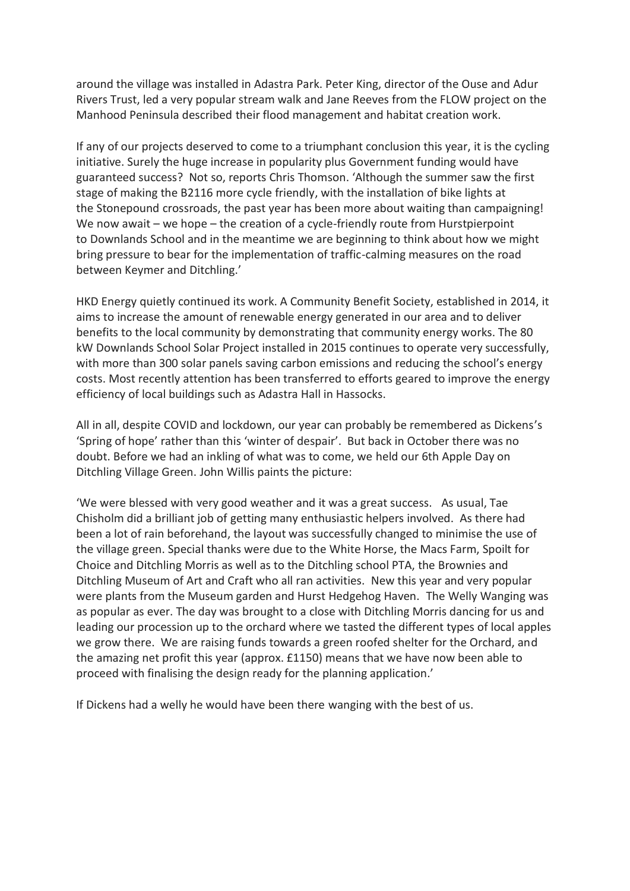around the village was installed in Adastra Park. Peter King, director of the Ouse and Adur Rivers Trust, led a very popular stream walk and Jane Reeves from the FLOW project on the Manhood Peninsula described their flood management and habitat creation work.

If any of our projects deserved to come to a triumphant conclusion this year, it is the cycling initiative. Surely the huge increase in popularity plus Government funding would have guaranteed success? Not so, reports Chris Thomson. 'Although the summer saw the first stage of making the B2116 more cycle friendly, with the installation of bike lights at the Stonepound crossroads, the past year has been more about waiting than campaigning! We now await – we hope – the creation of a cycle-friendly route from Hurstpierpoint to Downlands School and in the meantime we are beginning to think about how we might bring pressure to bear for the implementation of traffic-calming measures on the road between Keymer and Ditchling.'

HKD Energy quietly continued its work. A Community Benefit Society, established in 2014, it aims to increase the amount of renewable energy generated in our area and to deliver benefits to the local community by demonstrating that community energy works. The 80 kW Downlands School Solar Project installed in 2015 continues to operate very successfully, with more than 300 solar panels saving carbon emissions and reducing the school's energy costs. Most recently attention has been transferred to efforts geared to improve the energy efficiency of local buildings such as Adastra Hall in Hassocks.

All in all, despite COVID and lockdown, our year can probably be remembered as Dickens's 'Spring of hope' rather than this 'winter of despair'. But back in October there was no doubt. Before we had an inkling of what was to come, we held our 6th Apple Day on Ditchling Village Green. John Willis paints the picture:

'We were blessed with very good weather and it was a great success. As usual, Tae Chisholm did a brilliant job of getting many enthusiastic helpers involved. As there had been a lot of rain beforehand, the layout was successfully changed to minimise the use of the village green. Special thanks were due to the White Horse, the Macs Farm, Spoilt for Choice and Ditchling Morris as well as to the Ditchling school PTA, the Brownies and Ditchling Museum of Art and Craft who all ran activities. New this year and very popular were plants from the Museum garden and Hurst Hedgehog Haven. The Welly Wanging was as popular as ever. The day was brought to a close with Ditchling Morris dancing for us and leading our procession up to the orchard where we tasted the different types of local apples we grow there. We are raising funds towards a green roofed shelter for the Orchard, and the amazing net profit this year (approx. £1150) means that we have now been able to proceed with finalising the design ready for the planning application.'

If Dickens had a welly he would have been there wanging with the best of us.